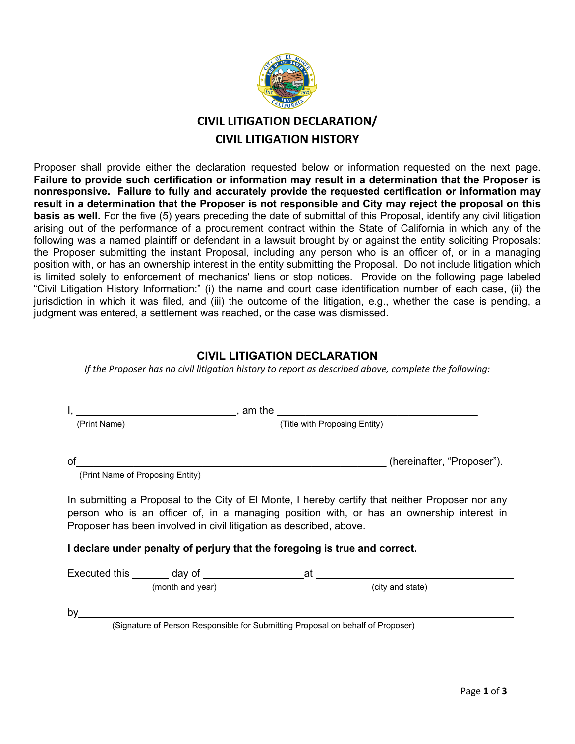# CIVIL LITIGATION DECLARATION/
# CIVIL LITIGATION HISTORY

Proposer shall provide either the declaration requested below or information requested on the next page. **Failure to provide such certification or information may result in a determination that the Proposer is nonresponsive. Failure to fully and accurately provide the requested certification or information may result in a determination that the Proposer is not responsible and City may reject the proposal on this basis as well.** For the five (5) years preceding the date of submittal of this Proposal, identify any civil litigation arising out of the performance of a procurement contract within the State of California in which any of the following was a named plaintiff or defendant in a lawsuit brought by or against the entity soliciting Proposals: the Proposer submitting the instant Proposal, including any person who is an officer of, or in a managing position with, or has an ownership interest in the entity submitting the Proposal. Do not include litigation which is limited solely to enforcement of mechanics' liens or stop notices. Provide on the following page labeled "Civil Litigation History Information:" (i) the name and court case identification number of each case, (ii) the jurisdiction in which it was filed, and (iii) the outcome of the litigation, e.g., whether the case is pending, a judgment was entered, a settlement was reached, or the case was dismissed.

## CIVIL LITIGATION DECLARATION

*If the Proposer has no civil litigation history to report as described above, complete the following:*

I, ____________________________, am the ____________________________________
(Print Name) (Title with Proposing Entity)

of_______________________________________________________ (hereinafter, "Proposer").
(Print Name of Proposing Entity)

In submitting a Proposal to the City of El Monte, I hereby certify that neither Proposer nor any person who is an officer of, in a managing position with, or has an ownership interest in Proposer has been involved in civil litigation as described, above.

**I declare under penalty of perjury that the foregoing is true and correct.**

Executed this _______ day of __________________at ____________________________________
(month and year) (city and state)

by_______________________________________________________________________________
(Signature of Person Responsible for Submitting Proposal on behalf of Proposer)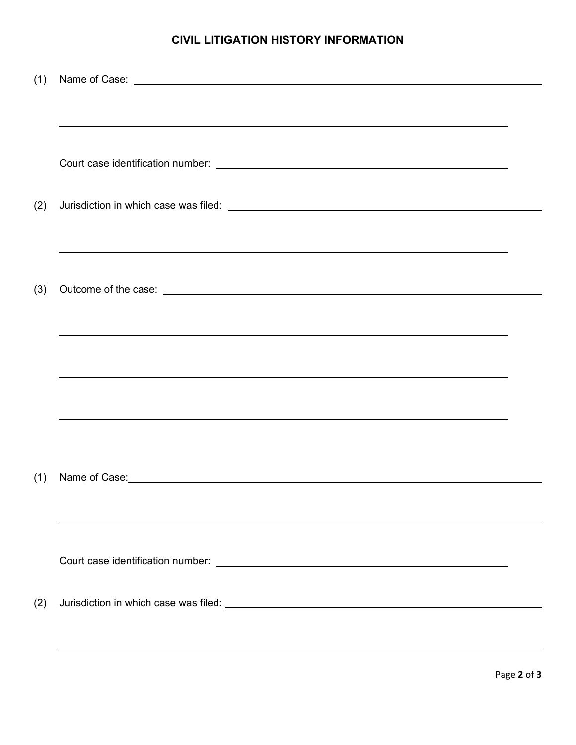## CIVIL LITIGATION HISTORY INFORMATION

(1) Name of Case: ______________________________________________

______________________________________________

Court case identification number: ______________________________

(2) Jurisdiction in which case was filed: __________________________

______________________________________________

(3) Outcome of the case: ______________________________________

______________________________________________

______________________________________________

______________________________________________

(1) Name of Case: ______________________________________________

______________________________________________

Court case identification number: ______________________________

(2) Jurisdiction in which case was filed: __________________________

______________________________________________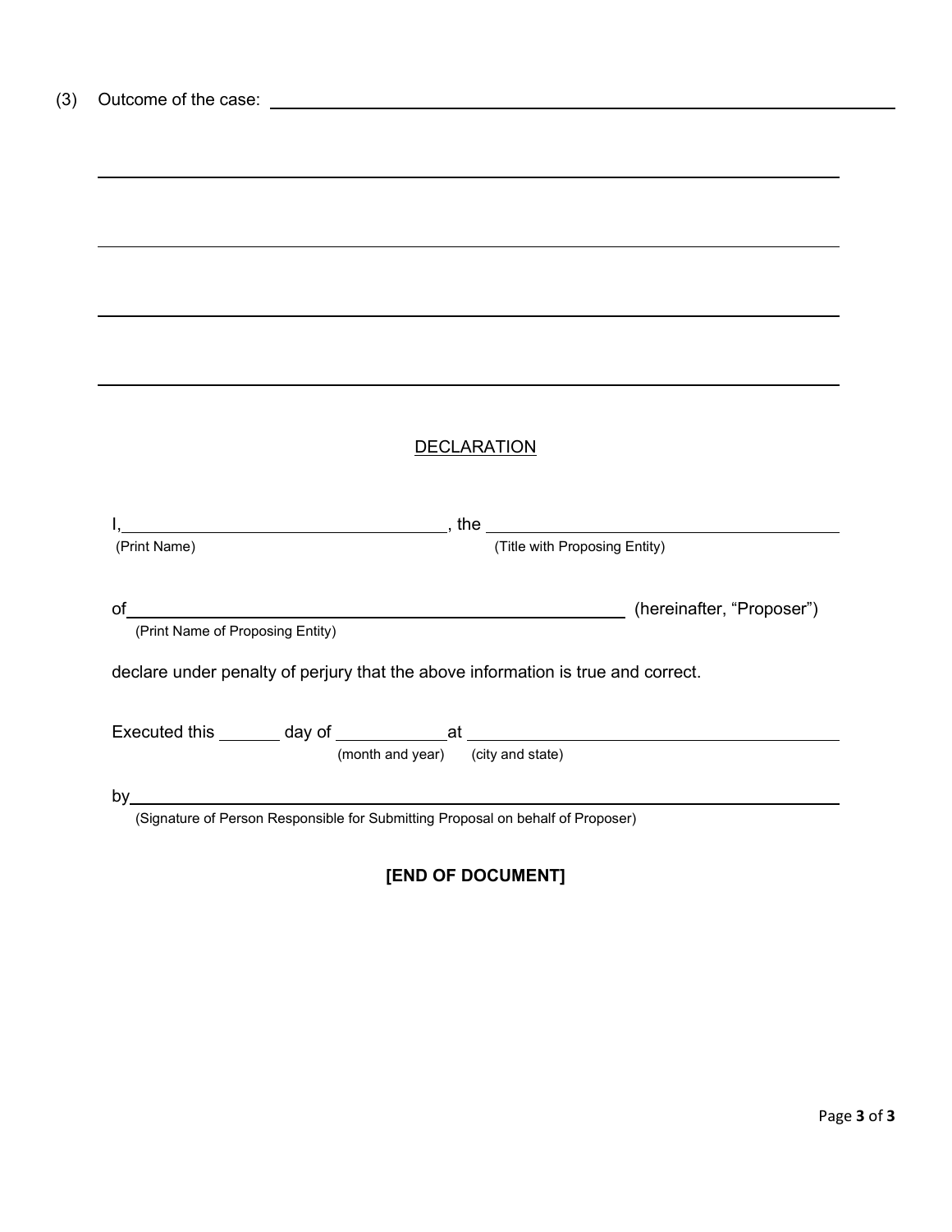(3) Outcome of the case: ______________________________________________

______________________________________________

______________________________________________

______________________________________________

______________________________________________

## DECLARATION

I, ______________________________, the ______________________________
(Print Name) (Title with Proposing Entity)

of ______________________________________________ (hereinafter, "Proposer")
(Print Name of Proposing Entity)

declare under penalty of perjury that the above information is true and correct.

Executed this ______ day of ____________ at ______________________________
(month and year) (city and state)

by ______________________________________________
(Signature of Person Responsible for Submitting Proposal on behalf of Proposer)

**[END OF DOCUMENT]**